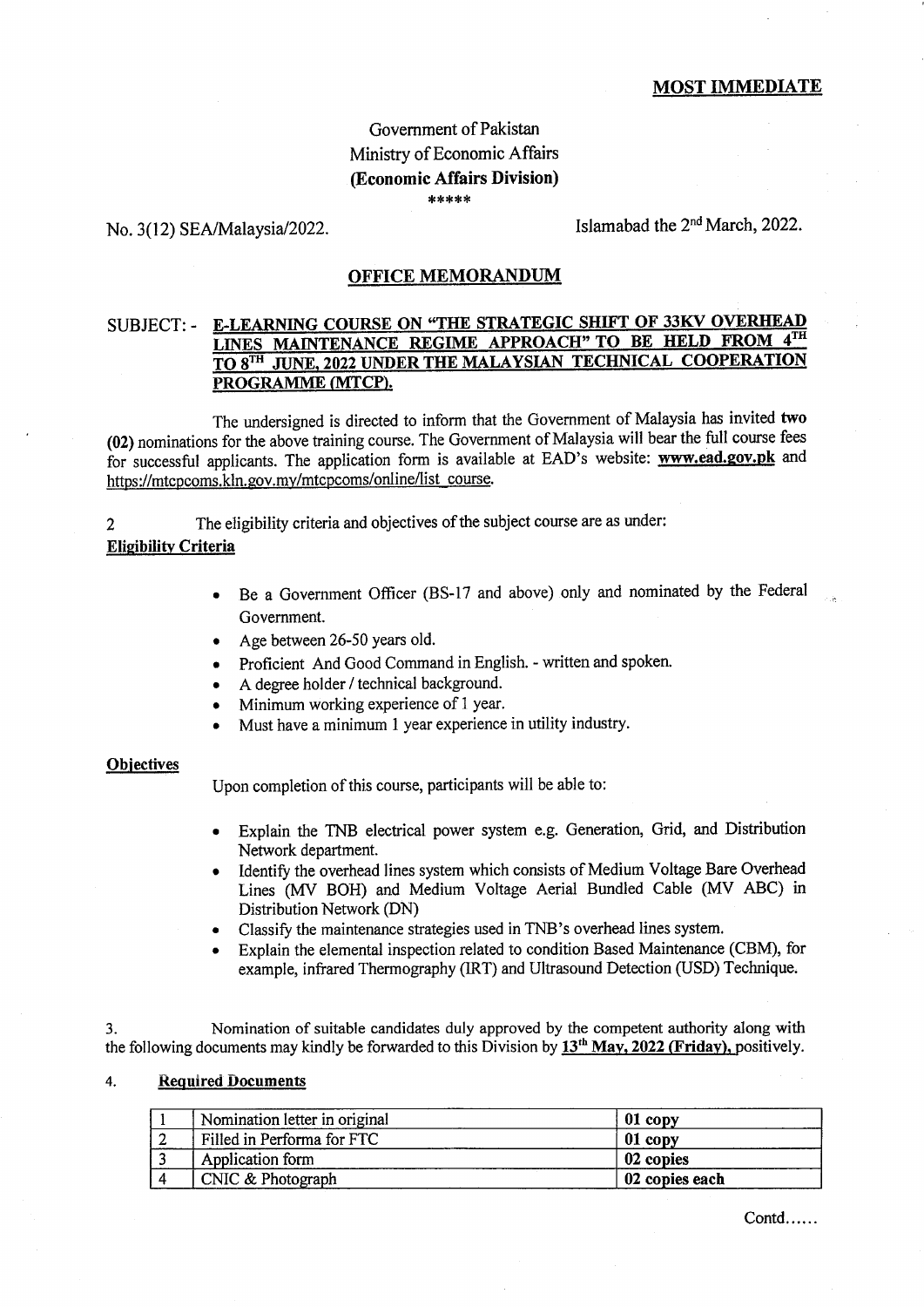**MOST IMMEDIATE**

Government of Pakistan
Ministry of Economic Affairs
**(Economic Affairs Division)**
\*\*\*\*\*

No. 3(12) SEA/Malaysia/2022. Islamabad the 2nd March, 2022.

## OFFICE MEMORANDUM

SUBJECT: - **E-LEARNING COURSE ON "THE STRATEGIC SHIFT OF 33KV OVERHEAD LINES MAINTENANCE REGIME APPROACH" TO BE HELD FROM 4TH TO 8TH JUNE, 2022 UNDER THE MALAYSIAN TECHNICAL COOPERATION PROGRAMME (MTCP).**

The undersigned is directed to inform that the Government of Malaysia has invited **two (02)** nominations for the above training course. The Government of Malaysia will bear the full course fees for successful applicants. The application form is available at EAD's website: **www.ead.gov.pk** and https://mtcpcoms.kln.gov.my/mtcpcoms/online/list_course.

2 The eligibility criteria and objectives of the subject course are as under:

**Eligibility Criteria**

- Be a Government Officer (BS-17 and above) only and nominated by the Federal Government.
- Age between 26-50 years old.
- Proficient And Good Command in English. - written and spoken.
- A degree holder / technical background.
- Minimum working experience of 1 year.
- Must have a minimum 1 year experience in utility industry.

**Objectives**

Upon completion of this course, participants will be able to:

- Explain the TNB electrical power system e.g. Generation, Grid, and Distribution Network department.
- Identify the overhead lines system which consists of Medium Voltage Bare Overhead Lines (MV BOH) and Medium Voltage Aerial Bundled Cable (MV ABC) in Distribution Network (DN)
- Classify the maintenance strategies used in TNB's overhead lines system.
- Explain the elemental inspection related to condition Based Maintenance (CBM), for example, infrared Thermography (IRT) and Ultrasound Detection (USD) Technique.

3. Nomination of suitable candidates duly approved by the competent authority along with the following documents may kindly be forwarded to this Division by **13th May, 2022 (Friday),** positively.

4. **Required Documents**

| 1 | Nomination letter in original | **01 copy** |
|---|---|---|
| 2 | Filled in Performa for FTC | **01 copy** |
| 3 | Application form | **02 copies** |
| 4 | CNIC & Photograph | **02 copies each** |

Contd......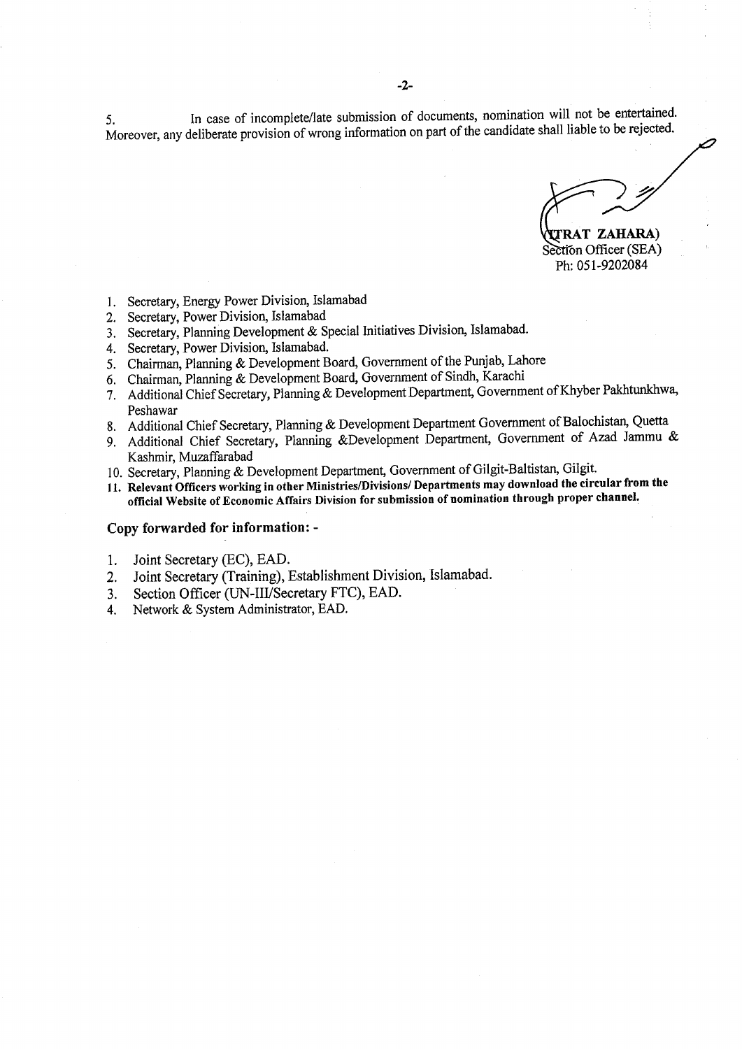5. In case of incomplete/late submission of documents, nomination will not be entertained. Moreover, any deliberate provision of wrong information on part of the candidate shall liable to be rejected.

**(ITRAT ZAHARA)**
Section Officer (SEA)
Ph: 051-9202084

1. Secretary, Energy Power Division, Islamabad
2. Secretary, Power Division, Islamabad
3. Secretary, Planning Development & Special Initiatives Division, Islamabad.
4. Secretary, Power Division, Islamabad.
5. Chairman, Planning & Development Board, Government of the Punjab, Lahore
6. Chairman, Planning & Development Board, Government of Sindh, Karachi
7. Additional Chief Secretary, Planning & Development Department, Government of Khyber Pakhtunkhwa, Peshawar
8. Additional Chief Secretary, Planning & Development Department Government of Balochistan, Quetta
9. Additional Chief Secretary, Planning &Development Department, Government of Azad Jammu & Kashmir, Muzaffarabad
10. Secretary, Planning & Development Department, Government of Gilgit-Baltistan, Gilgit.
11. **Relevant Officers working in other Ministries/Divisions/ Departments may download the circular from the official Website of Economic Affairs Division for submission of nomination through proper channel.**

**Copy forwarded for information: -**

1. Joint Secretary (EC), EAD.
2. Joint Secretary (Training), Establishment Division, Islamabad.
3. Section Officer (UN-III/Secretary FTC), EAD.
4. Network & System Administrator, EAD.